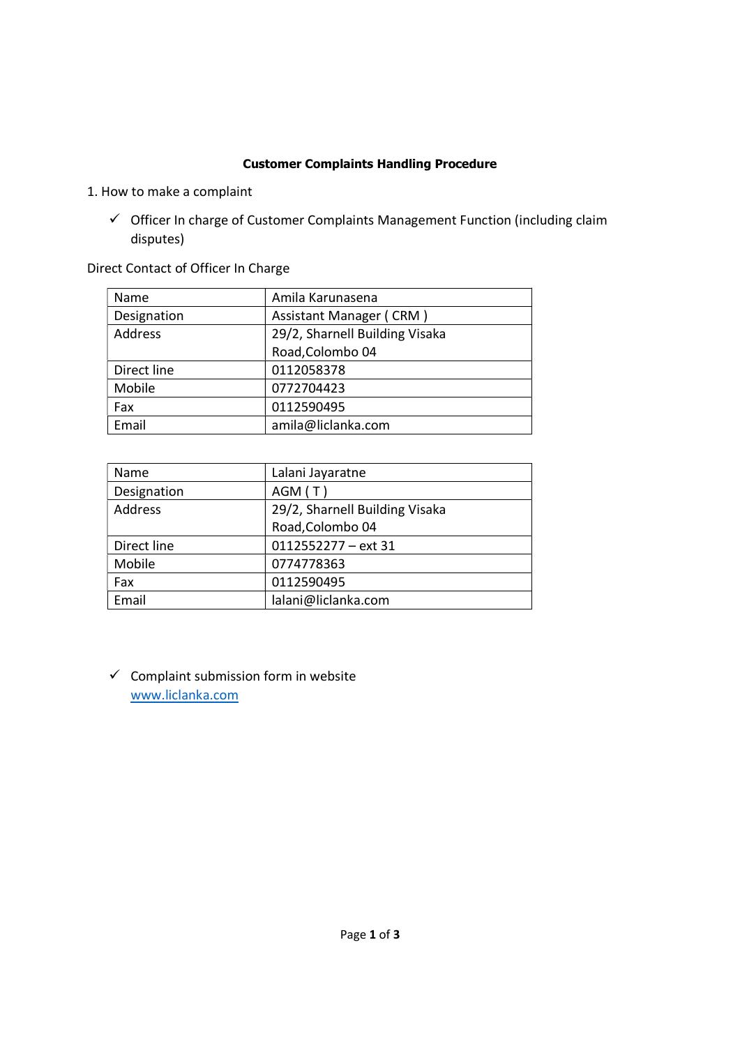**Customer Complaints Handling Procedure**

1. How to make a complaint

- ✓ Officer In charge of Customer Complaints Management Function (including claim disputes)

Direct Contact of Officer In Charge

| Name | Amila Karunasena |
|---|---|
| Designation | Assistant Manager ( CRM ) |
| Address | 29/2, Sharnell Building Visaka Road,Colombo 04 |
| Direct line | 0112058378 |
| Mobile | 0772704423 |
| Fax | 0112590495 |
| Email | amila@liclanka.com |

| Name | Lalani Jayaratne |
|---|---|
| Designation | AGM ( T ) |
| Address | 29/2, Sharnell Building Visaka Road,Colombo 04 |
| Direct line | 0112552277 – ext 31 |
| Mobile | 0774778363 |
| Fax | 0112590495 |
| Email | lalani@liclanka.com |

- ✓ Complaint submission form in website [www.liclanka.com](http://www.liclanka.com)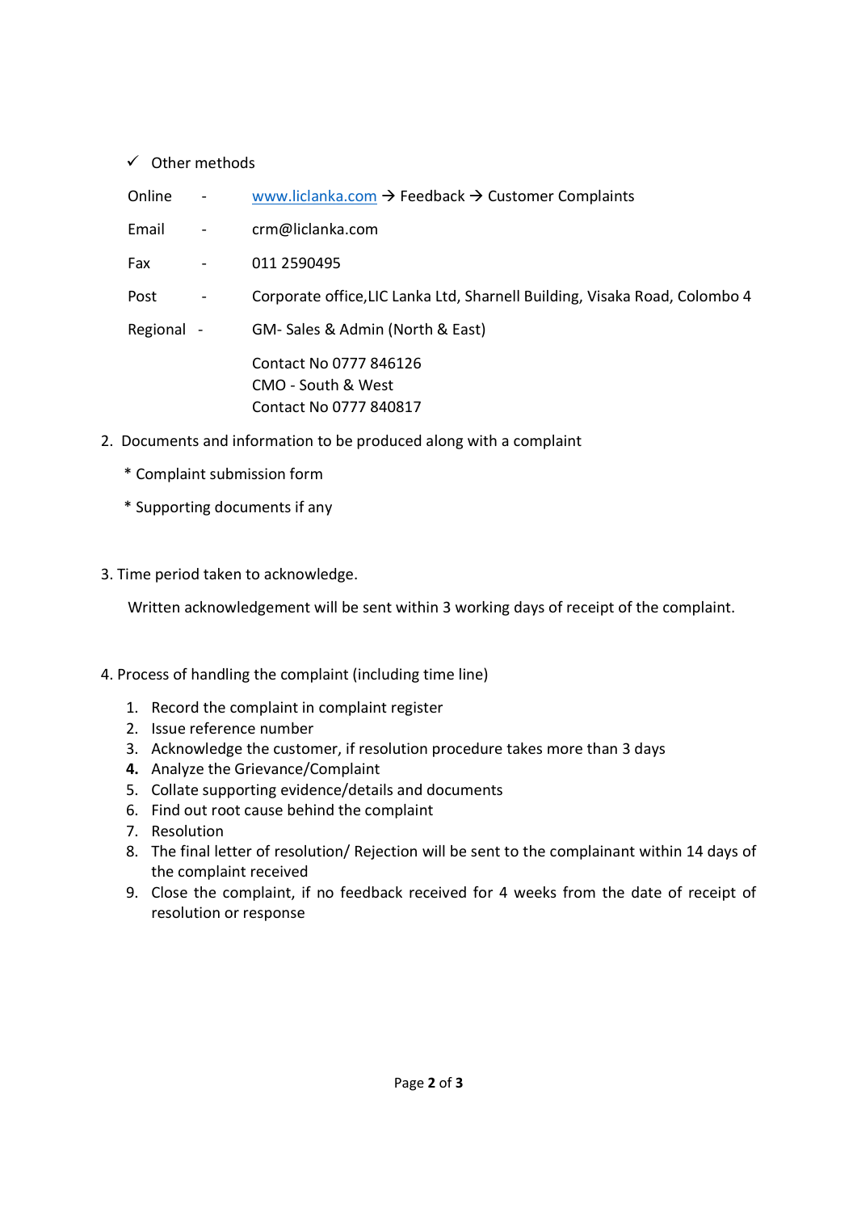✓ Other methods

| | | |
|---|---|---|
| Online | - | www.liclanka.com → Feedback → Customer Complaints |
| Email | - | crm@liclanka.com |
| Fax | - | 011 2590495 |
| Post | - | Corporate office,LIC Lanka Ltd, Sharnell Building, Visaka Road, Colombo 4 |
| Regional | - | GM- Sales & Admin (North & East)<br>Contact No 0777 846126<br>CMO - South & West<br>Contact No 0777 840817 |

2. Documents and information to be produced along with a complaint

   * Complaint submission form

   * Supporting documents if any

3. Time period taken to acknowledge.

   Written acknowledgement will be sent within 3 working days of receipt of the complaint.

4. Process of handling the complaint (including time line)

   1. Record the complaint in complaint register
   2. Issue reference number
   3. Acknowledge the customer, if resolution procedure takes more than 3 days
   4. Analyze the Grievance/Complaint
   5. Collate supporting evidence/details and documents
   6. Find out root cause behind the complaint
   7. Resolution
   8. The final letter of resolution/ Rejection will be sent to the complainant within 14 days of the complaint received
   9. Close the complaint, if no feedback received for 4 weeks from the date of receipt of resolution or response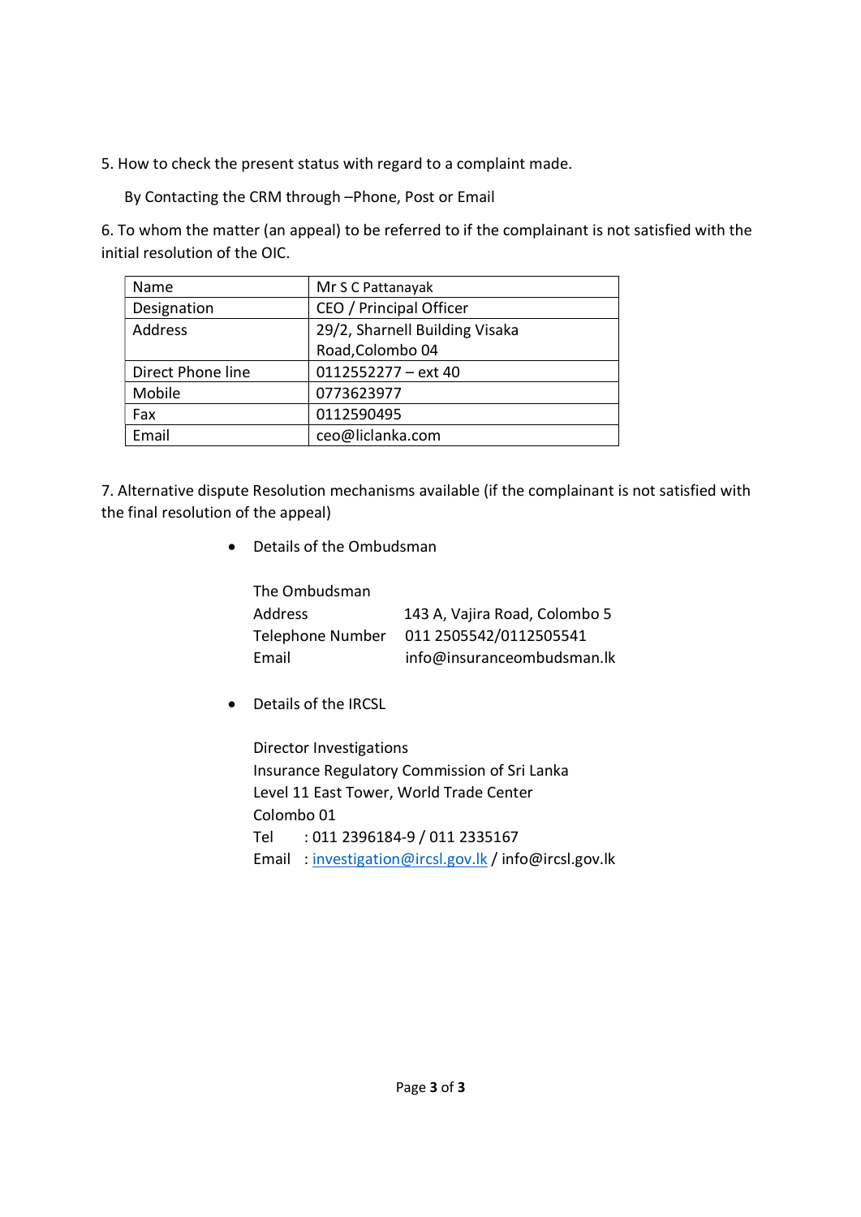5. How to check the present status with regard to a complaint made.

By Contacting the CRM through –Phone, Post or Email

6. To whom the matter (an appeal) to be referred to if the complainant is not satisfied with the initial resolution of the OIC.

| | |
|---|---|
| Name | Mr S C Pattanayak |
| Designation | CEO / Principal Officer |
| Address | 29/2, Sharnell Building Visaka Road,Colombo 04 |
| Direct Phone line | 0112552277 – ext 40 |
| Mobile | 0773623977 |
| Fax | 0112590495 |
| Email | ceo@liclanka.com |

7. Alternative dispute Resolution mechanisms available (if the complainant is not satisfied with the final resolution of the appeal)

- Details of the Ombudsman

  The Ombudsman
  Address 143 A, Vajira Road, Colombo 5
  Telephone Number 011 2505542/0112505541
  Email info@insuranceombudsman.lk

- Details of the IRCSL

  Director Investigations
  Insurance Regulatory Commission of Sri Lanka
  Level 11 East Tower, World Trade Center
  Colombo 01
  Tel : 011 2396184-9 / 011 2335167
  Email : investigation@ircsl.gov.lk / info@ircsl.gov.lk